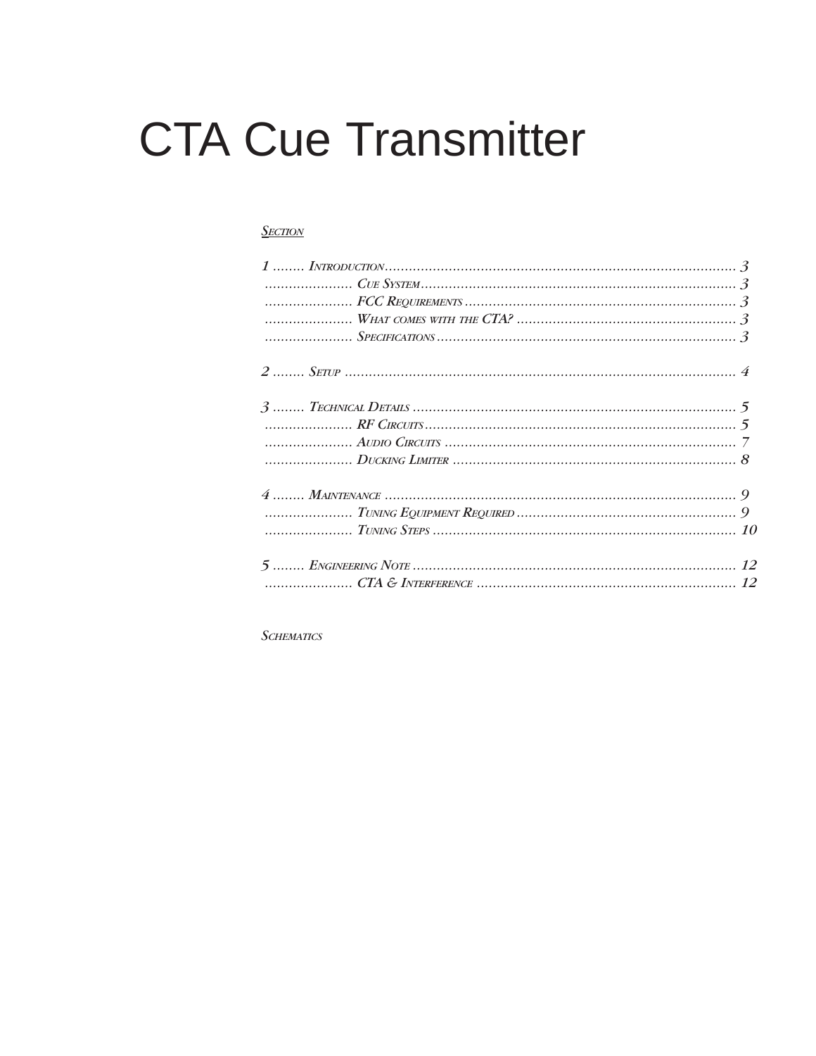# CTA Cue Transmitter

SECTION

1 ........ INTRODUCTION ........................................................................................ 3
...................... CUE SYSTEM ............................................................................... 3
...................... FCC REQUIREMENTS .................................................................... 3
...................... WHAT COMES WITH THE CTA? ....................................................... 3
...................... SPECIFICATIONS ........................................................................... 3

2 ........ SETUP .................................................................................................. 4

3 ........ TECHNICAL DETAILS ................................................................................ 5
...................... RF CIRCUITS .............................................................................. 5
...................... AUDIO CIRCUITS ......................................................................... 7
...................... DUCKING LIMITER ....................................................................... 8

4 ........ MAINTENANCE ....................................................................................... 9
...................... TUNING EQUIPMENT REQUIRED ....................................................... 9
...................... TUNING STEPS ............................................................................ 10

5 ........ ENGINEERING NOTE ................................................................................ 12
...................... CTA & INTERFERENCE ................................................................. 12

SCHEMATICS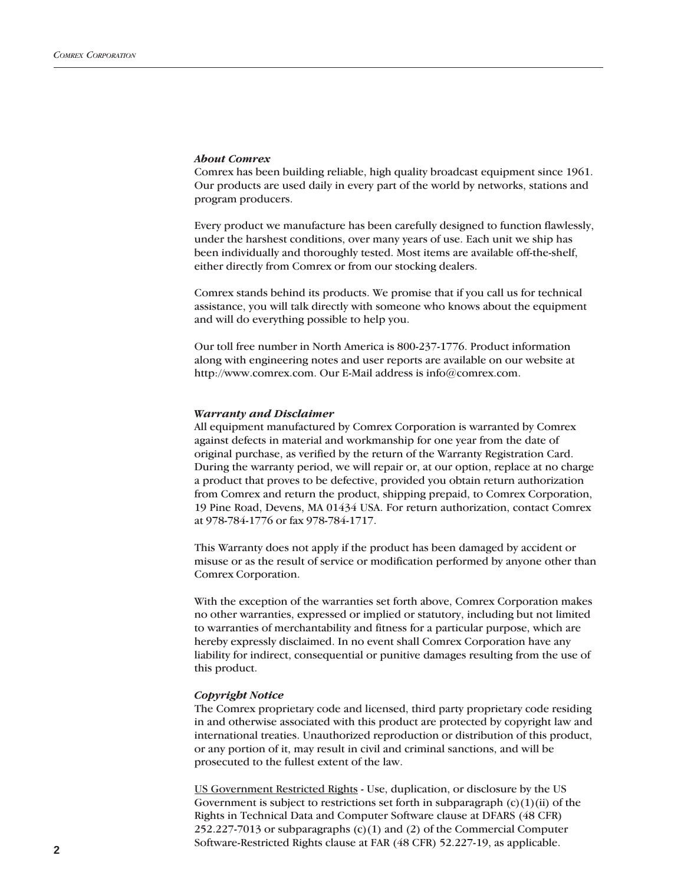***About Comrex***

Comrex has been building reliable, high quality broadcast equipment since 1961. Our products are used daily in every part of the world by networks, stations and program producers.

Every product we manufacture has been carefully designed to function flawlessly, under the harshest conditions, over many years of use. Each unit we ship has been individually and thoroughly tested. Most items are available off-the-shelf, either directly from Comrex or from our stocking dealers.

Comrex stands behind its products. We promise that if you call us for technical assistance, you will talk directly with someone who knows about the equipment and will do everything possible to help you.

Our toll free number in North America is 800-237-1776. Product information along with engineering notes and user reports are available on our website at http://www.comrex.com. Our E-Mail address is info@comrex.com.

***Warranty and Disclaimer***

All equipment manufactured by Comrex Corporation is warranted by Comrex against defects in material and workmanship for one year from the date of original purchase, as verified by the return of the Warranty Registration Card. During the warranty period, we will repair or, at our option, replace at no charge a product that proves to be defective, provided you obtain return authorization from Comrex and return the product, shipping prepaid, to Comrex Corporation, 19 Pine Road, Devens, MA 01434 USA. For return authorization, contact Comrex at 978-784-1776 or fax 978-784-1717.

This Warranty does not apply if the product has been damaged by accident or misuse or as the result of service or modification performed by anyone other than Comrex Corporation.

With the exception of the warranties set forth above, Comrex Corporation makes no other warranties, expressed or implied or statutory, including but not limited to warranties of merchantability and fitness for a particular purpose, which are hereby expressly disclaimed. In no event shall Comrex Corporation have any liability for indirect, consequential or punitive damages resulting from the use of this product.

***Copyright Notice***

The Comrex proprietary code and licensed, third party proprietary code residing in and otherwise associated with this product are protected by copyright law and international treaties. Unauthorized reproduction or distribution of this product, or any portion of it, may result in civil and criminal sanctions, and will be prosecuted to the fullest extent of the law.

<u>US Government Restricted Rights</u> - Use, duplication, or disclosure by the US Government is subject to restrictions set forth in subparagraph (c)(1)(ii) of the Rights in Technical Data and Computer Software clause at DFARS (48 CFR) 252.227-7013 or subparagraphs (c)(1) and (2) of the Commercial Computer Software-Restricted Rights clause at FAR (48 CFR) 52.227-19, as applicable.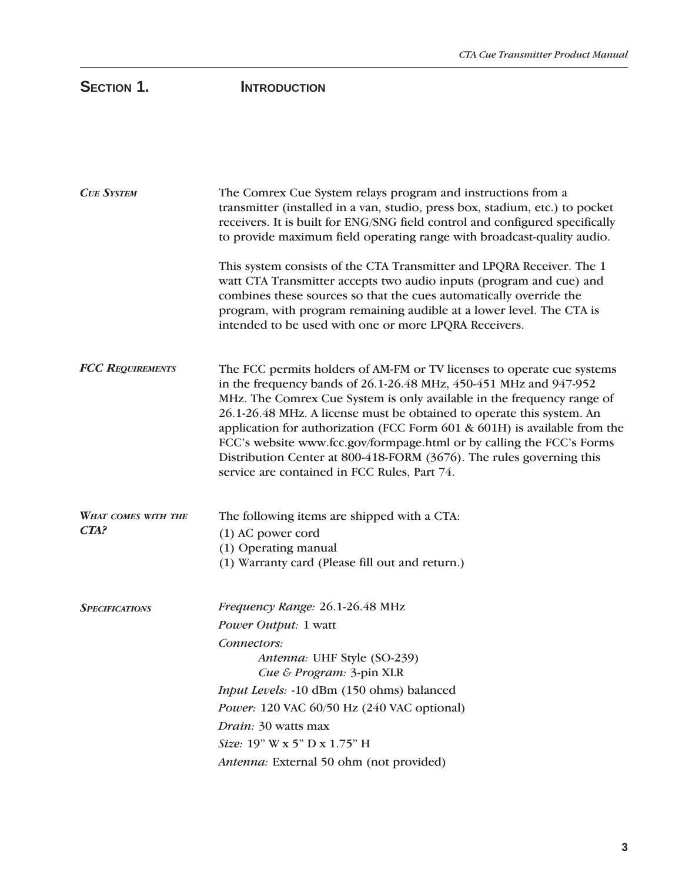# Section 1. Introduction

### *Cue System*

The Comrex Cue System relays program and instructions from a transmitter (installed in a van, studio, press box, stadium, etc.) to pocket receivers. It is built for ENG/SNG field control and configured specifically to provide maximum field operating range with broadcast-quality audio.

This system consists of the CTA Transmitter and LPQRA Receiver. The 1 watt CTA Transmitter accepts two audio inputs (program and cue) and combines these sources so that the cues automatically override the program, with program remaining audible at a lower level. The CTA is intended to be used with one or more LPQRA Receivers.

### *FCC Requirements*

The FCC permits holders of AM-FM or TV licenses to operate cue systems in the frequency bands of 26.1-26.48 MHz, 450-451 MHz and 947-952 MHz. The Comrex Cue System is only available in the frequency range of 26.1-26.48 MHz. A license must be obtained to operate this system. An application for authorization (FCC Form 601 & 601H) is available from the FCC's website www.fcc.gov/formpage.html or by calling the FCC's Forms Distribution Center at 800-418-FORM (3676). The rules governing this service are contained in FCC Rules, Part 74.

### *What comes with the CTA?*

The following items are shipped with a CTA:

(1) AC power cord
(1) Operating manual
(1) Warranty card (Please fill out and return.)

### *Specifications*

*Frequency Range:* 26.1-26.48 MHz

*Power Output:* 1 watt

*Connectors:*

- *Antenna:* UHF Style (SO-239)
- *Cue & Program:* 3-pin XLR

*Input Levels:* -10 dBm (150 ohms) balanced

*Power:* 120 VAC 60/50 Hz (240 VAC optional)

*Drain:* 30 watts max

*Size:* 19" W x 5" D x 1.75" H

*Antenna:* External 50 ohm (not provided)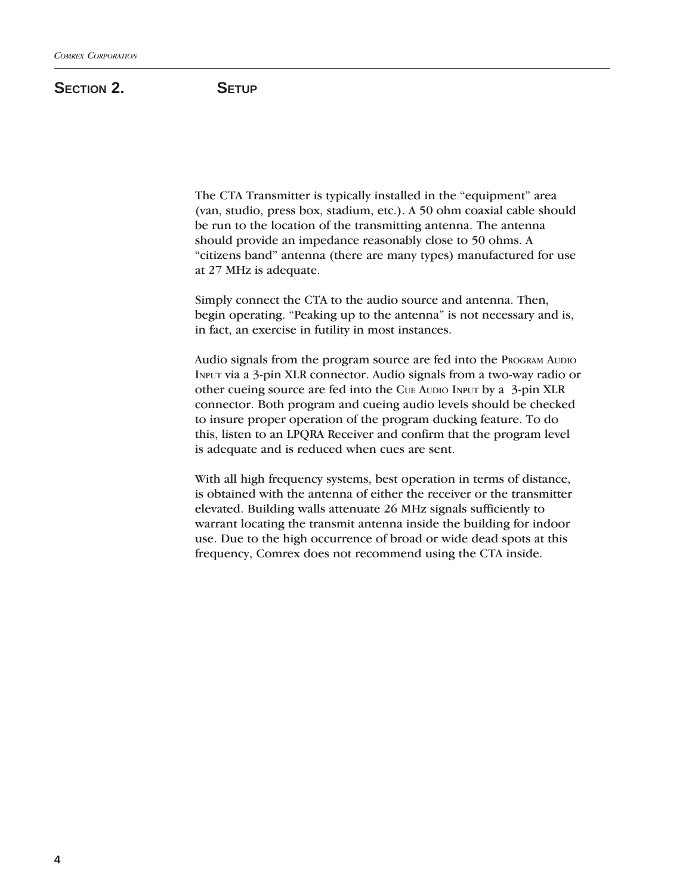# Section 2. Setup

The CTA Transmitter is typically installed in the "equipment" area (van, studio, press box, stadium, etc.). A 50 ohm coaxial cable should be run to the location of the transmitting antenna. The antenna should provide an impedance reasonably close to 50 ohms. A "citizens band" antenna (there are many types) manufactured for use at 27 MHz is adequate.

Simply connect the CTA to the audio source and antenna. Then, begin operating. "Peaking up to the antenna" is not necessary and is, in fact, an exercise in futility in most instances.

Audio signals from the program source are fed into the Program Audio Input via a 3-pin XLR connector. Audio signals from a two-way radio or other cueing source are fed into the Cue Audio Input by a 3-pin XLR connector. Both program and cueing audio levels should be checked to insure proper operation of the program ducking feature. To do this, listen to an LPQRA Receiver and confirm that the program level is adequate and is reduced when cues are sent.

With all high frequency systems, best operation in terms of distance, is obtained with the antenna of either the receiver or the transmitter elevated. Building walls attenuate 26 MHz signals sufficiently to warrant locating the transmit antenna inside the building for indoor use. Due to the high occurrence of broad or wide dead spots at this frequency, Comrex does not recommend using the CTA inside.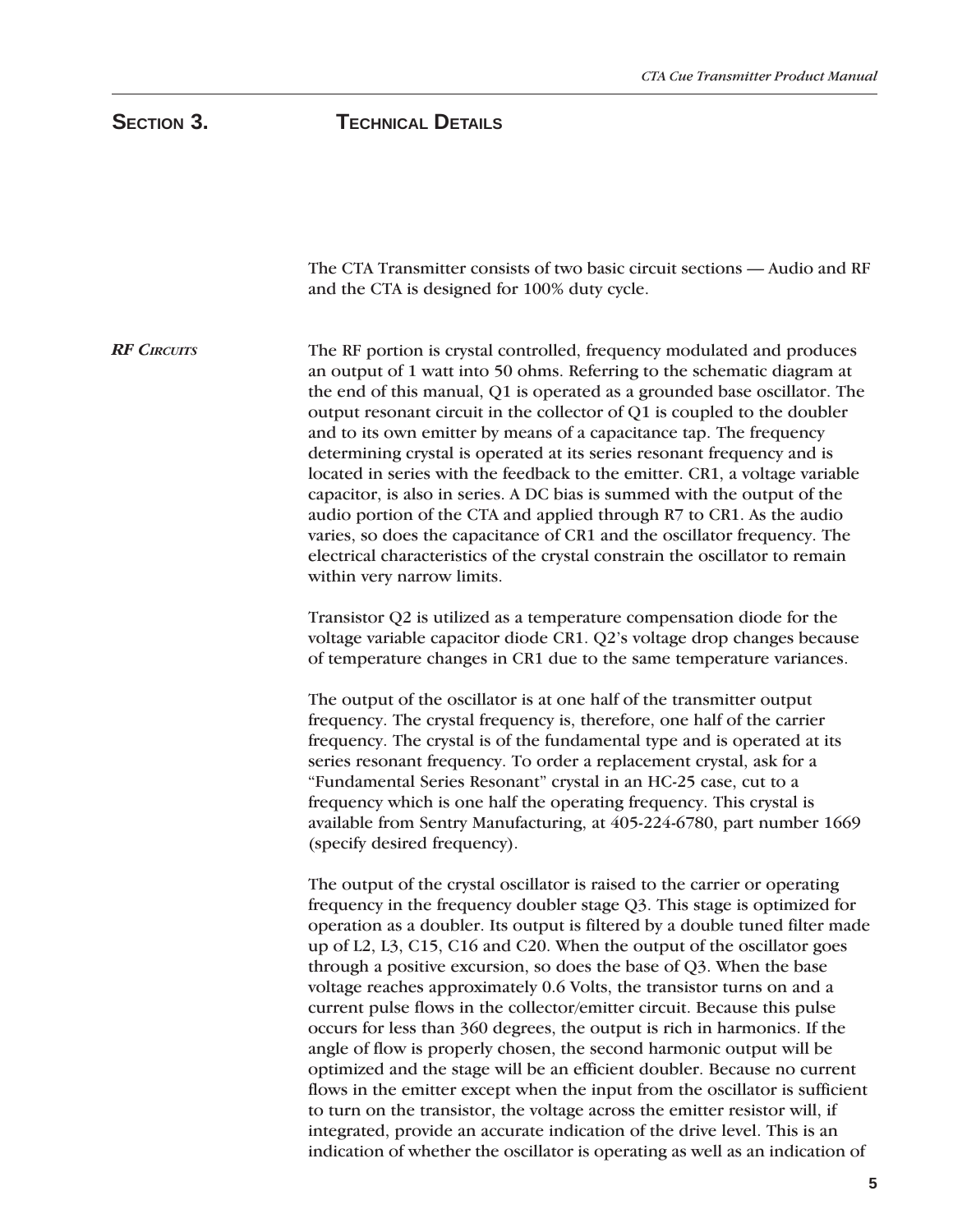## Section 3. Technical Details

The CTA Transmitter consists of two basic circuit sections — Audio and RF and the CTA is designed for 100% duty cycle.

### *RF Circuits*

The RF portion is crystal controlled, frequency modulated and produces an output of 1 watt into 50 ohms. Referring to the schematic diagram at the end of this manual, Q1 is operated as a grounded base oscillator. The output resonant circuit in the collector of Q1 is coupled to the doubler and to its own emitter by means of a capacitance tap. The frequency determining crystal is operated at its series resonant frequency and is located in series with the feedback to the emitter. CR1, a voltage variable capacitor, is also in series. A DC bias is summed with the output of the audio portion of the CTA and applied through R7 to CR1. As the audio varies, so does the capacitance of CR1 and the oscillator frequency. The electrical characteristics of the crystal constrain the oscillator to remain within very narrow limits.

Transistor Q2 is utilized as a temperature compensation diode for the voltage variable capacitor diode CR1. Q2's voltage drop changes because of temperature changes in CR1 due to the same temperature variances.

The output of the oscillator is at one half of the transmitter output frequency. The crystal frequency is, therefore, one half of the carrier frequency. The crystal is of the fundamental type and is operated at its series resonant frequency. To order a replacement crystal, ask for a "Fundamental Series Resonant" crystal in an HC-25 case, cut to a frequency which is one half the operating frequency. This crystal is available from Sentry Manufacturing, at 405-224-6780, part number 1669 (specify desired frequency).

The output of the crystal oscillator is raised to the carrier or operating frequency in the frequency doubler stage Q3. This stage is optimized for operation as a doubler. Its output is filtered by a double tuned filter made up of L2, L3, C15, C16 and C20. When the output of the oscillator goes through a positive excursion, so does the base of Q3. When the base voltage reaches approximately 0.6 Volts, the transistor turns on and a current pulse flows in the collector/emitter circuit. Because this pulse occurs for less than 360 degrees, the output is rich in harmonics. If the angle of flow is properly chosen, the second harmonic output will be optimized and the stage will be an efficient doubler. Because no current flows in the emitter except when the input from the oscillator is sufficient to turn on the transistor, the voltage across the emitter resistor will, if integrated, provide an accurate indication of the drive level. This is an indication of whether the oscillator is operating as well as an indication of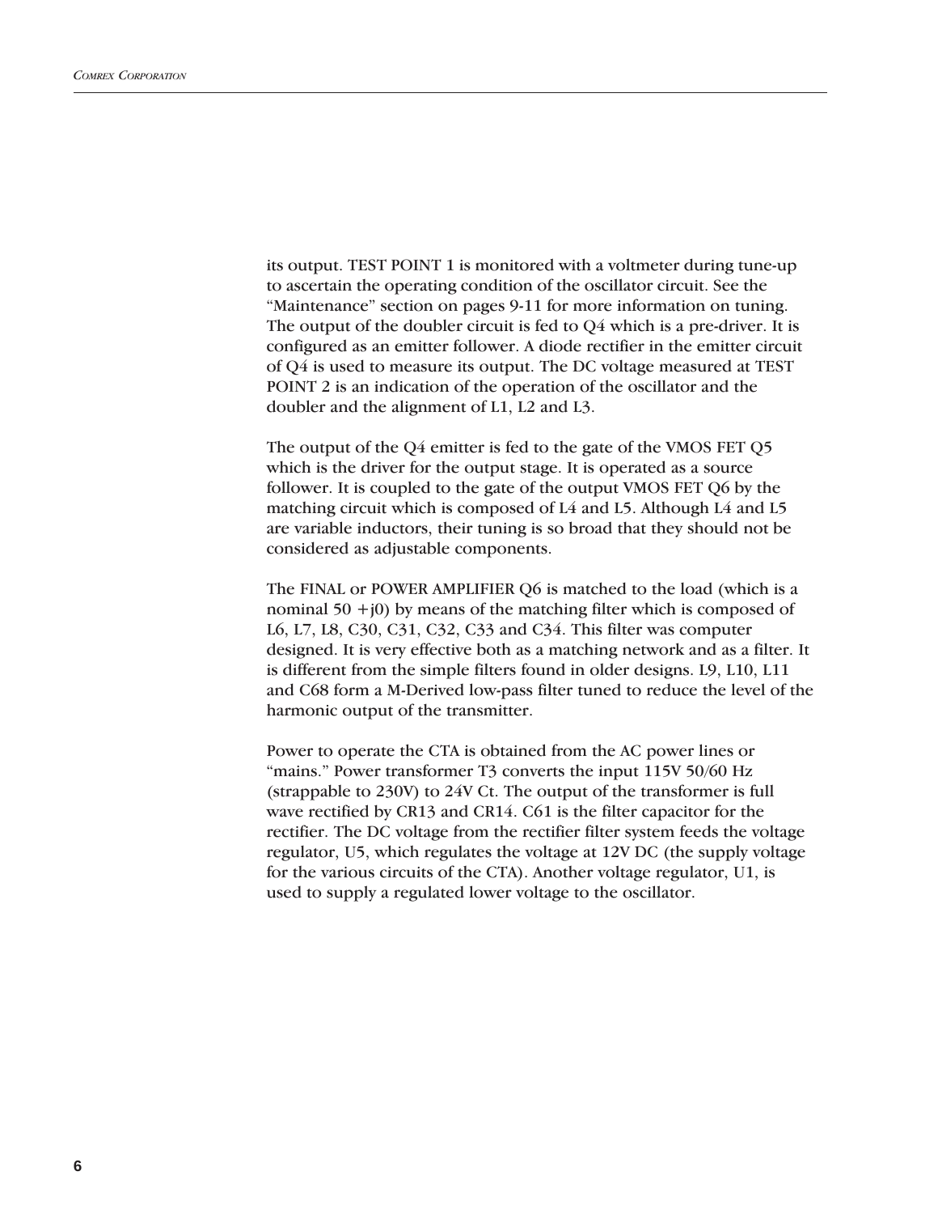its output. TEST POINT 1 is monitored with a voltmeter during tune-up to ascertain the operating condition of the oscillator circuit. See the "Maintenance" section on pages 9-11 for more information on tuning. The output of the doubler circuit is fed to Q4 which is a pre-driver. It is configured as an emitter follower. A diode rectifier in the emitter circuit of Q4 is used to measure its output. The DC voltage measured at TEST POINT 2 is an indication of the operation of the oscillator and the doubler and the alignment of L1, L2 and L3.

The output of the Q4 emitter is fed to the gate of the VMOS FET Q5 which is the driver for the output stage. It is operated as a source follower. It is coupled to the gate of the output VMOS FET Q6 by the matching circuit which is composed of L4 and L5. Although L4 and L5 are variable inductors, their tuning is so broad that they should not be considered as adjustable components.

The FINAL or POWER AMPLIFIER Q6 is matched to the load (which is a nominal 50 +j0) by means of the matching filter which is composed of L6, L7, L8, C30, C31, C32, C33 and C34. This filter was computer designed. It is very effective both as a matching network and as a filter. It is different from the simple filters found in older designs. L9, L10, L11 and C68 form a M-Derived low-pass filter tuned to reduce the level of the harmonic output of the transmitter.

Power to operate the CTA is obtained from the AC power lines or "mains." Power transformer T3 converts the input 115V 50/60 Hz (strappable to 230V) to 24V Ct. The output of the transformer is full wave rectified by CR13 and CR14. C61 is the filter capacitor for the rectifier. The DC voltage from the rectifier filter system feeds the voltage regulator, U5, which regulates the voltage at 12V DC (the supply voltage for the various circuits of the CTA). Another voltage regulator, U1, is used to supply a regulated lower voltage to the oscillator.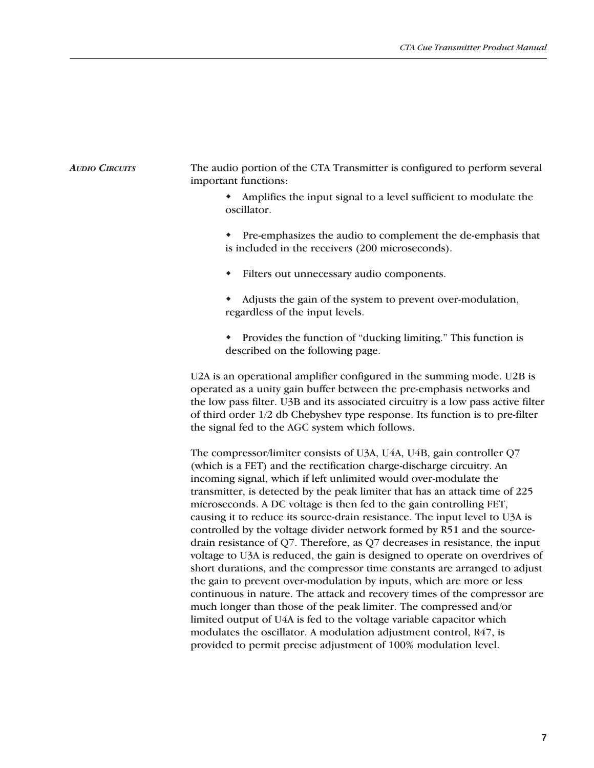## Audio Circuits

The audio portion of the CTA Transmitter is configured to perform several important functions:

- Amplifies the input signal to a level sufficient to modulate the oscillator.
- Pre-emphasizes the audio to complement the de-emphasis that is included in the receivers (200 microseconds).
- Filters out unnecessary audio components.
- Adjusts the gain of the system to prevent over-modulation, regardless of the input levels.
- Provides the function of "ducking limiting." This function is described on the following page.

U2A is an operational amplifier configured in the summing mode. U2B is operated as a unity gain buffer between the pre-emphasis networks and the low pass filter. U3B and its associated circuitry is a low pass active filter of third order 1/2 db Chebyshev type response. Its function is to pre-filter the signal fed to the AGC system which follows.

The compressor/limiter consists of U3A, U4A, U4B, gain controller Q7 (which is a FET) and the rectification charge-discharge circuitry. An incoming signal, which if left unlimited would over-modulate the transmitter, is detected by the peak limiter that has an attack time of 225 microseconds. A DC voltage is then fed to the gain controlling FET, causing it to reduce its source-drain resistance. The input level to U3A is controlled by the voltage divider network formed by R51 and the source-drain resistance of Q7. Therefore, as Q7 decreases in resistance, the input voltage to U3A is reduced, the gain is designed to operate on overdrives of short durations, and the compressor time constants are arranged to adjust the gain to prevent over-modulation by inputs, which are more or less continuous in nature. The attack and recovery times of the compressor are much longer than those of the peak limiter. The compressed and/or limited output of U4A is fed to the voltage variable capacitor which modulates the oscillator. A modulation adjustment control, R47, is provided to permit precise adjustment of 100% modulation level.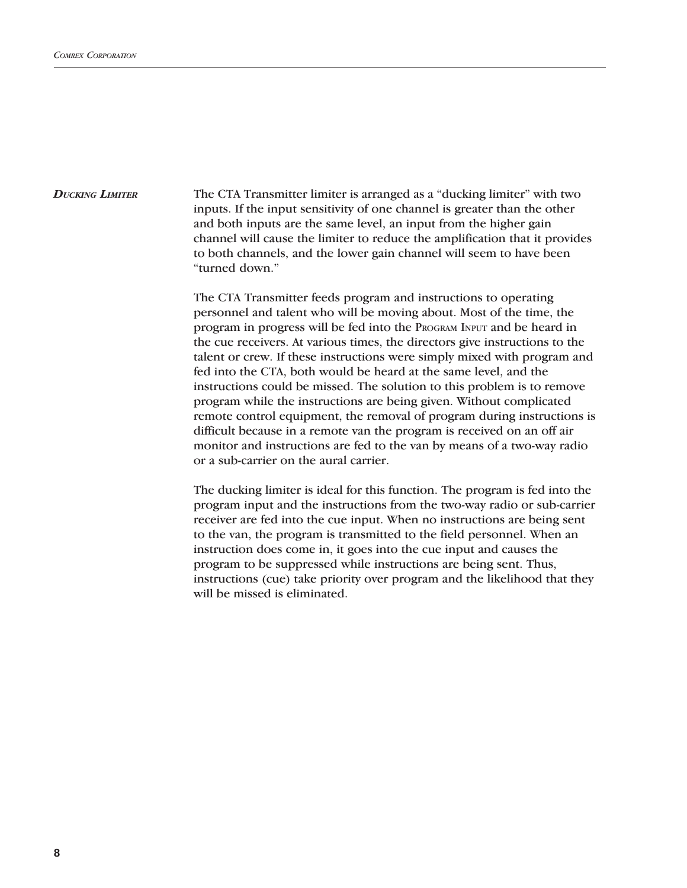### *Ducking Limiter*

The CTA Transmitter limiter is arranged as a "ducking limiter" with two inputs. If the input sensitivity of one channel is greater than the other and both inputs are the same level, an input from the higher gain channel will cause the limiter to reduce the amplification that it provides to both channels, and the lower gain channel will seem to have been "turned down."

The CTA Transmitter feeds program and instructions to operating personnel and talent who will be moving about. Most of the time, the program in progress will be fed into the Program Input and be heard in the cue receivers. At various times, the directors give instructions to the talent or crew. If these instructions were simply mixed with program and fed into the CTA, both would be heard at the same level, and the instructions could be missed. The solution to this problem is to remove program while the instructions are being given. Without complicated remote control equipment, the removal of program during instructions is difficult because in a remote van the program is received on an off air monitor and instructions are fed to the van by means of a two-way radio or a sub-carrier on the aural carrier.

The ducking limiter is ideal for this function. The program is fed into the program input and the instructions from the two-way radio or sub-carrier receiver are fed into the cue input. When no instructions are being sent to the van, the program is transmitted to the field personnel. When an instruction does come in, it goes into the cue input and causes the program to be suppressed while instructions are being sent. Thus, instructions (cue) take priority over program and the likelihood that they will be missed is eliminated.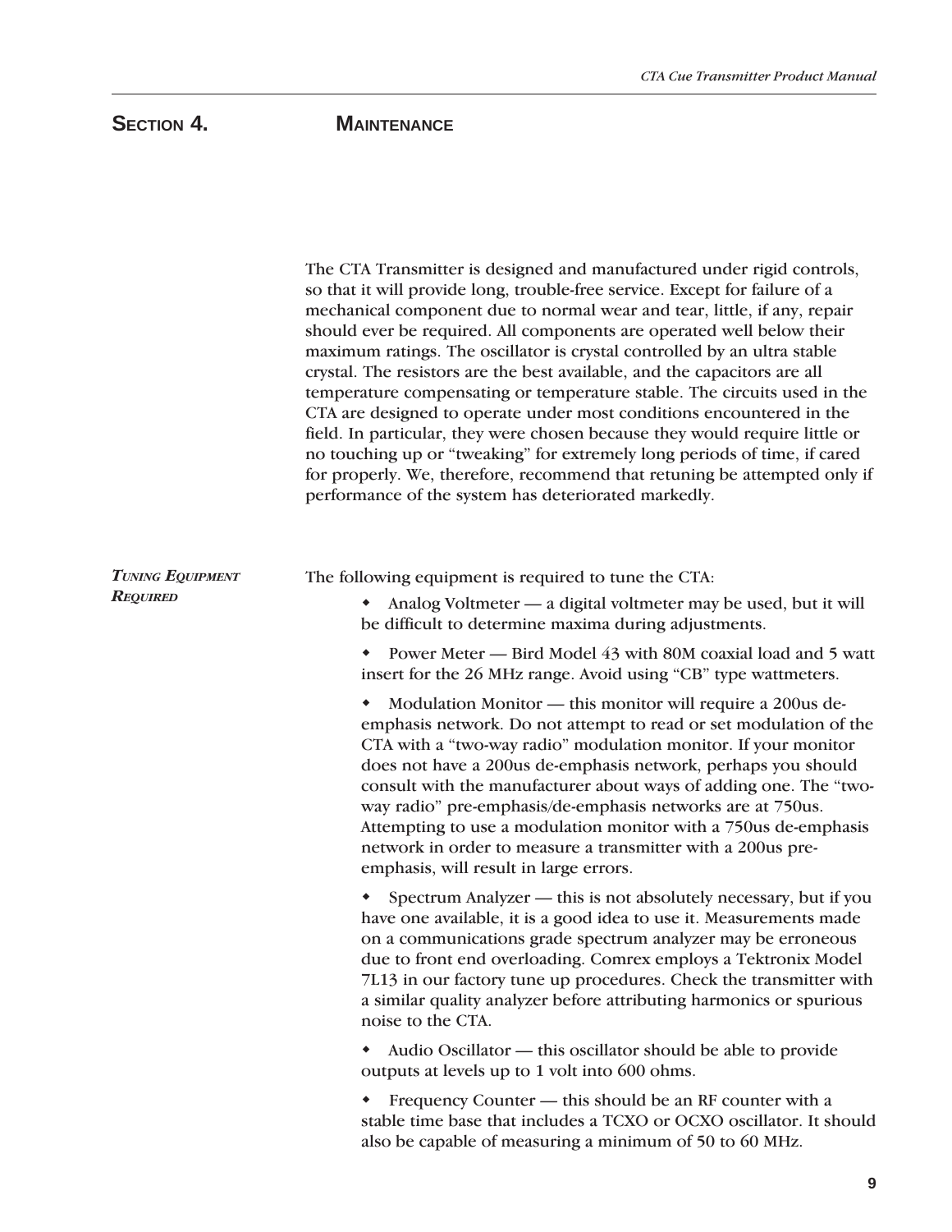# Section 4. Maintenance

The CTA Transmitter is designed and manufactured under rigid controls, so that it will provide long, trouble-free service. Except for failure of a mechanical component due to normal wear and tear, little, if any, repair should ever be required. All components are operated well below their maximum ratings. The oscillator is crystal controlled by an ultra stable crystal. The resistors are the best available, and the capacitors are all temperature compensating or temperature stable. The circuits used in the CTA are designed to operate under most conditions encountered in the field. In particular, they were chosen because they would require little or no touching up or "tweaking" for extremely long periods of time, if cared for properly. We, therefore, recommend that retuning be attempted only if performance of the system has deteriorated markedly.

## *Tuning Equipment Required*

The following equipment is required to tune the CTA:

- Analog Voltmeter — a digital voltmeter may be used, but it will be difficult to determine maxima during adjustments.
- Power Meter — Bird Model 43 with 80M coaxial load and 5 watt insert for the 26 MHz range. Avoid using "CB" type wattmeters.
- Modulation Monitor — this monitor will require a 200us de-emphasis network. Do not attempt to read or set modulation of the CTA with a "two-way radio" modulation monitor. If your monitor does not have a 200us de-emphasis network, perhaps you should consult with the manufacturer about ways of adding one. The "two-way radio" pre-emphasis/de-emphasis networks are at 750us. Attempting to use a modulation monitor with a 750us de-emphasis network in order to measure a transmitter with a 200us pre-emphasis, will result in large errors.
- Spectrum Analyzer — this is not absolutely necessary, but if you have one available, it is a good idea to use it. Measurements made on a communications grade spectrum analyzer may be erroneous due to front end overloading. Comrex employs a Tektronix Model 7L13 in our factory tune up procedures. Check the transmitter with a similar quality analyzer before attributing harmonics or spurious noise to the CTA.
- Audio Oscillator — this oscillator should be able to provide outputs at levels up to 1 volt into 600 ohms.
- Frequency Counter — this should be an RF counter with a stable time base that includes a TCXO or OCXO oscillator. It should also be capable of measuring a minimum of 50 to 60 MHz.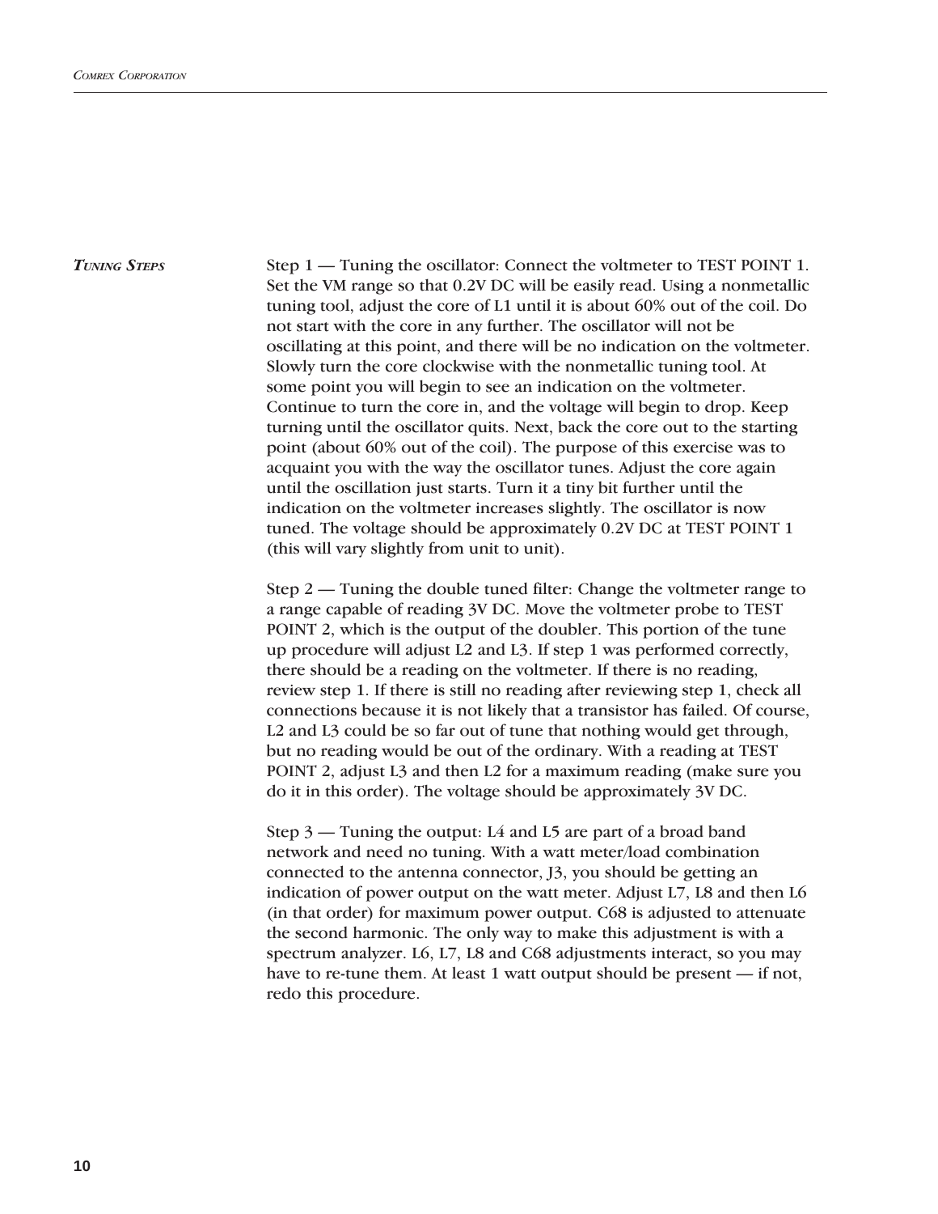### *Tuning Steps*

Step 1 — Tuning the oscillator: Connect the voltmeter to TEST POINT 1. Set the VM range so that 0.2V DC will be easily read. Using a nonmetallic tuning tool, adjust the core of L1 until it is about 60% out of the coil. Do not start with the core in any further. The oscillator will not be oscillating at this point, and there will be no indication on the voltmeter. Slowly turn the core clockwise with the nonmetallic tuning tool. At some point you will begin to see an indication on the voltmeter. Continue to turn the core in, and the voltage will begin to drop. Keep turning until the oscillator quits. Next, back the core out to the starting point (about 60% out of the coil). The purpose of this exercise was to acquaint you with the way the oscillator tunes. Adjust the core again until the oscillation just starts. Turn it a tiny bit further until the indication on the voltmeter increases slightly. The oscillator is now tuned. The voltage should be approximately 0.2V DC at TEST POINT 1 (this will vary slightly from unit to unit).

Step 2 — Tuning the double tuned filter: Change the voltmeter range to a range capable of reading 3V DC. Move the voltmeter probe to TEST POINT 2, which is the output of the doubler. This portion of the tune up procedure will adjust L2 and L3. If step 1 was performed correctly, there should be a reading on the voltmeter. If there is no reading, review step 1. If there is still no reading after reviewing step 1, check all connections because it is not likely that a transistor has failed. Of course, L2 and L3 could be so far out of tune that nothing would get through, but no reading would be out of the ordinary. With a reading at TEST POINT 2, adjust L3 and then L2 for a maximum reading (make sure you do it in this order). The voltage should be approximately 3V DC.

Step 3 — Tuning the output: L4 and L5 are part of a broad band network and need no tuning. With a watt meter/load combination connected to the antenna connector, J3, you should be getting an indication of power output on the watt meter. Adjust L7, L8 and then L6 (in that order) for maximum power output. C68 is adjusted to attenuate the second harmonic. The only way to make this adjustment is with a spectrum analyzer. L6, L7, L8 and C68 adjustments interact, so you may have to re-tune them. At least 1 watt output should be present — if not, redo this procedure.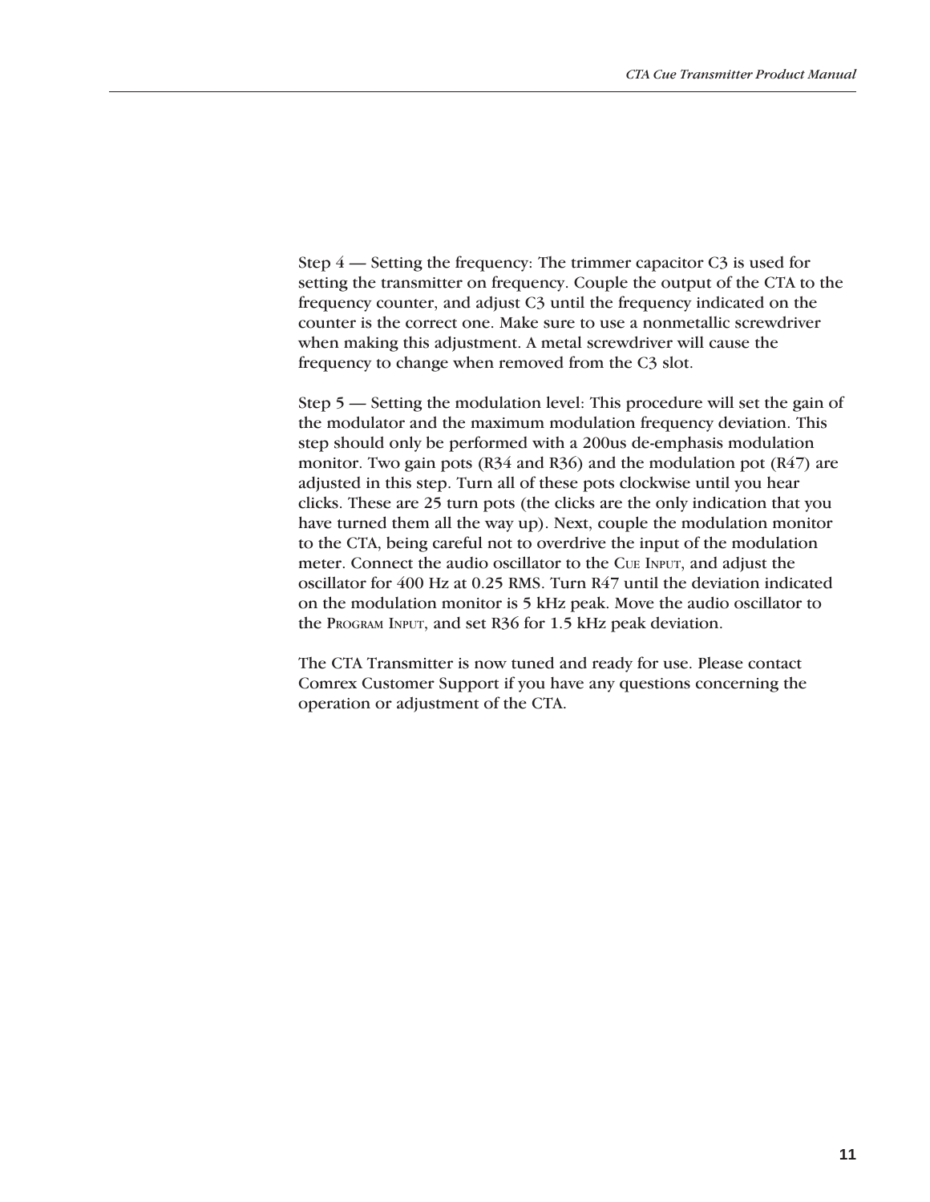Step 4 — Setting the frequency: The trimmer capacitor C3 is used for setting the transmitter on frequency. Couple the output of the CTA to the frequency counter, and adjust C3 until the frequency indicated on the counter is the correct one. Make sure to use a nonmetallic screwdriver when making this adjustment. A metal screwdriver will cause the frequency to change when removed from the C3 slot.

Step 5 — Setting the modulation level: This procedure will set the gain of the modulator and the maximum modulation frequency deviation. This step should only be performed with a 200us de-emphasis modulation monitor. Two gain pots (R34 and R36) and the modulation pot (R47) are adjusted in this step. Turn all of these pots clockwise until you hear clicks. These are 25 turn pots (the clicks are the only indication that you have turned them all the way up). Next, couple the modulation monitor to the CTA, being careful not to overdrive the input of the modulation meter. Connect the audio oscillator to the CUE INPUT, and adjust the oscillator for 400 Hz at 0.25 RMS. Turn R47 until the deviation indicated on the modulation monitor is 5 kHz peak. Move the audio oscillator to the PROGRAM INPUT, and set R36 for 1.5 kHz peak deviation.

The CTA Transmitter is now tuned and ready for use. Please contact Comrex Customer Support if you have any questions concerning the operation or adjustment of the CTA.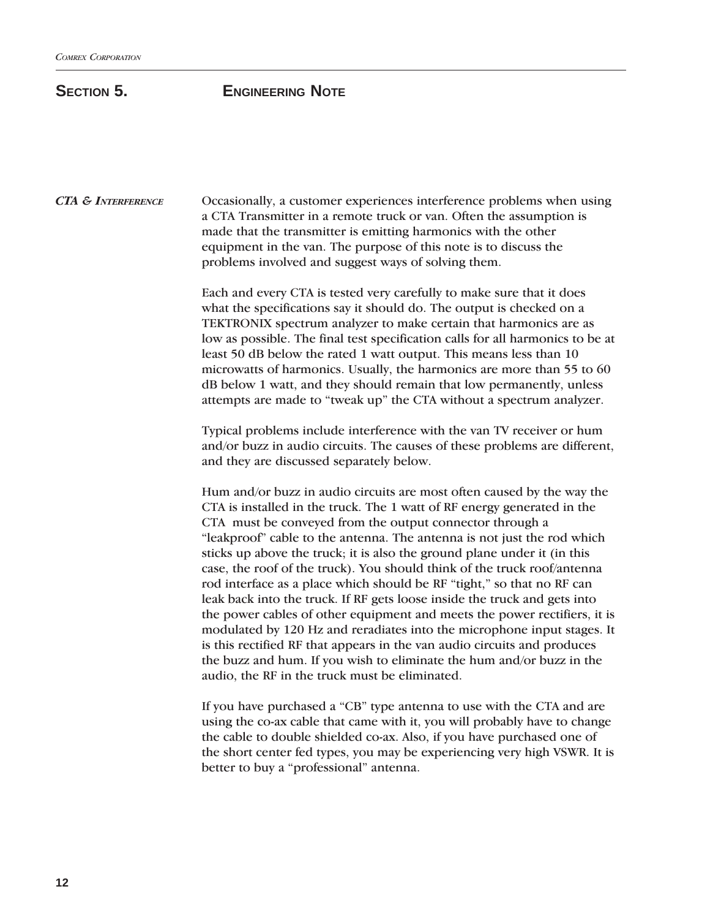# Section 5. Engineering Note

### *CTA & Interference*

Occasionally, a customer experiences interference problems when using a CTA Transmitter in a remote truck or van. Often the assumption is made that the transmitter is emitting harmonics with the other equipment in the van. The purpose of this note is to discuss the problems involved and suggest ways of solving them.

Each and every CTA is tested very carefully to make sure that it does what the specifications say it should do. The output is checked on a TEKTRONIX spectrum analyzer to make certain that harmonics are as low as possible. The final test specification calls for all harmonics to be at least 50 dB below the rated 1 watt output. This means less than 10 microwatts of harmonics. Usually, the harmonics are more than 55 to 60 dB below 1 watt, and they should remain that low permanently, unless attempts are made to “tweak up” the CTA without a spectrum analyzer.

Typical problems include interference with the van TV receiver or hum and/or buzz in audio circuits. The causes of these problems are different, and they are discussed separately below.

Hum and/or buzz in audio circuits are most often caused by the way the CTA is installed in the truck. The 1 watt of RF energy generated in the CTA must be conveyed from the output connector through a “leakproof” cable to the antenna. The antenna is not just the rod which sticks up above the truck; it is also the ground plane under it (in this case, the roof of the truck). You should think of the truck roof/antenna rod interface as a place which should be RF “tight,” so that no RF can leak back into the truck. If RF gets loose inside the truck and gets into the power cables of other equipment and meets the power rectifiers, it is modulated by 120 Hz and reradiates into the microphone input stages. It is this rectified RF that appears in the van audio circuits and produces the buzz and hum. If you wish to eliminate the hum and/or buzz in the audio, the RF in the truck must be eliminated.

If you have purchased a “CB” type antenna to use with the CTA and are using the co-ax cable that came with it, you will probably have to change the cable to double shielded co-ax. Also, if you have purchased one of the short center fed types, you may be experiencing very high VSWR. It is better to buy a “professional” antenna.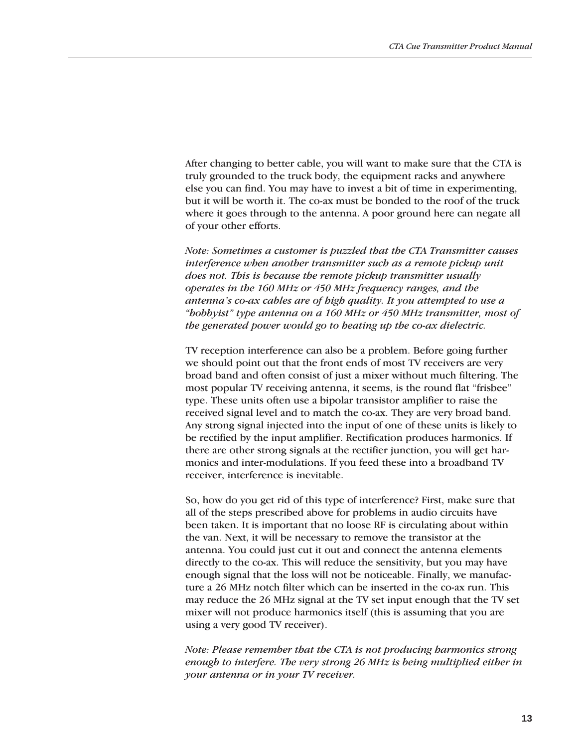After changing to better cable, you will want to make sure that the CTA is truly grounded to the truck body, the equipment racks and anywhere else you can find. You may have to invest a bit of time in experimenting, but it will be worth it. The co-ax must be bonded to the roof of the truck where it goes through to the antenna. A poor ground here can negate all of your other efforts.

*Note: Sometimes a customer is puzzled that the CTA Transmitter causes interference when another transmitter such as a remote pickup unit does not. This is because the remote pickup transmitter usually operates in the 160 MHz or 450 MHz frequency ranges, and the antenna's co-ax cables are of high quality. It you attempted to use a "hobbyist" type antenna on a 160 MHz or 450 MHz transmitter, most of the generated power would go to heating up the co-ax dielectric.*

TV reception interference can also be a problem. Before going further we should point out that the front ends of most TV receivers are very broad band and often consist of just a mixer without much filtering. The most popular TV receiving antenna, it seems, is the round flat "frisbee" type. These units often use a bipolar transistor amplifier to raise the received signal level and to match the co-ax. They are very broad band. Any strong signal injected into the input of one of these units is likely to be rectified by the input amplifier. Rectification produces harmonics. If there are other strong signals at the rectifier junction, you will get harmonics and inter-modulations. If you feed these into a broadband TV receiver, interference is inevitable.

So, how do you get rid of this type of interference? First, make sure that all of the steps prescribed above for problems in audio circuits have been taken. It is important that no loose RF is circulating about within the van. Next, it will be necessary to remove the transistor at the antenna. You could just cut it out and connect the antenna elements directly to the co-ax. This will reduce the sensitivity, but you may have enough signal that the loss will not be noticeable. Finally, we manufacture a 26 MHz notch filter which can be inserted in the co-ax run. This may reduce the 26 MHz signal at the TV set input enough that the TV set mixer will not produce harmonics itself (this is assuming that you are using a very good TV receiver).

*Note: Please remember that the CTA is not producing harmonics strong enough to interfere. The very strong 26 MHz is being multiplied either in your antenna or in your TV receiver.*